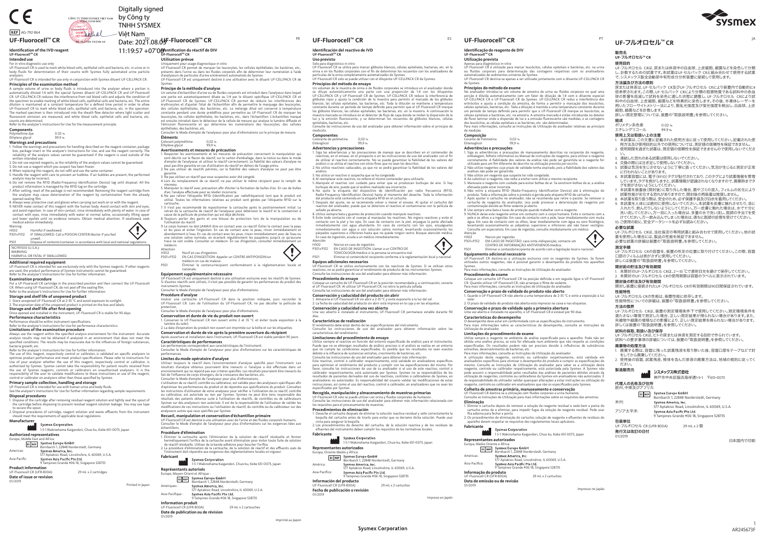REF AG-792-864

Digitally signed by Công ty TNHH SYSMEX Việt Nam
Date: 2021.08.03 11:19:57 +07'00'

# UF-Fluorocell™ CR

EN

### Identification of the IVD reagent
UF-Fluorocell™ CR

### Intended use
For in vitro diagnostic use only
UF-Fluorocell CR is used to mark white blood cells, epithelial cells and bacteria etc. in urine or in body fluids for determination of their counts with Sysmex fully automated urine particle analyzers.
UF-Fluorocell CR is intended for use only in conjunction with Sysmex diluent UF-CELLPACK CR.

### Principles of the examination method
A sample volume of urine or body fluids is introduced into the analyzer where a portion is automatically diluted 1/4 with the special Sysmex diluent UF-CELLPACK CR and UF-Fluorocell CR. UF-CELLPACK CR reduces the interference from red blood cells and adjusts the condition of the specimen to enable marking of white blood cells, epithelial cells and bacteria, etc. The entire dilution is maintained at a constant temperature for a defined time period in order to allow UF-Fluorocell CR to mark white blood cells, epithelial cells and bacteria, etc. in the specimen. The marked specimen is then introduced into the sheath flow detector where light scatter and fluorescent emission are measured, and white blood cells, epithelial cells and bacteria, etc. counts are determined.
Refer to the analyzer's Instructions for Use for the measurement principle.

### Components
Polymethine dye 0.02 %
Ethylene glycol 99.9 %

### Warnings and precautions
1. Follow the warnings and precautions for handling described on the reagent container, package box, package insert or the analyzer's Instructions for Use, and use the reagent correctly. The reliability of the analysis values cannot be guaranteed if the reagent is used outside of the written intended use.
2. Do not use expired reagents, as the reliability of the analysis values cannot be guaranteed.
3. Do not use a reagent which you suspect has been frozen.
4. When replacing this reagent, do not refill and use the same container.
5. Handle the reagent with care to prevent air bubbles. If air bubbles are present, the performed analysis may be incorrect.
6. Do not remove the RFID (Radio-Frequency Identification Device) tag until disposal. All the product information is managed by the RFID tag on the cartridge.
7. After setting, reset of the reagent is not recommended. Removing the reagent cartridge from the analyzer may cause deterioration of the reagent by contamination from the already opened sealing film.
8. Always wear protective coat and gloves when carrying out work on or with the reagent.
9. NEVER make contact of this reagent with the human body. Avoid contact with skin and eyes, and avoid ingestion. In case of skin contact, rinse immediately with plenty of water. In case of contact with eyes, rinse immediately with water or normal saline, occasionally lifting upper and lower eyelids until no evidence remains. Obtain medical attention. If swallowed, seek medical advice immediately.

Warning
H302 Harmful if swallowed.
P301+P312 IF SWALLOWED: Call a POISON CENTER/doctor if you feel unwell.
P501 Dispose of contents/container in accordance with local and national regulations.

16CFR1500 (U.S.A.):
WARNING
HARMFUL OR FATAL IF SWALLOWED.

### Additional required equipment
UF-Fluorocell CR is intended for use exclusively only with the Sysmex reagents. If other reagents are used, the product performance of Sysmex instruments cannot be guaranteed.
Refer to the analyzer's Instructions for Use for further information.

### Examination procedure
Put a UF-Fluorocell CR cartridge in the prescribed position and then connect the UF-Fluorocell CR. When using UF-Fluorocell CR, do not peel off the sealing film.
Refer to the analyzer's Instructions for Use for further information.

### Storage and shelf life of unopened product
1. Store unopened UF-Fluorocell CR at 2-35 °C and avoid exposure to sunlight.
2. The expiration date of the unopened product is printed on the box and labels.

### Storage and shelf life after first opening
Once opened and installed in the instrument, UF-Fluorocell CR is stable for 90 days.

### Performance characteristics
Performance should be within instrument specifications.
Refer to the analyzer's Instructions for Use for performance characteristics.

### Limitations of the examination procedure
Always use the reagent within the specified analysis environment for the instrument. Accurate analysis results may not be obtained if analyzed in an environment that does not meet the specified conditions. The results may be inaccurate due to the influences of foreign substances, bacteria growth, etc.
Refer to the analyzer's Instructions for Use for further information.
The use of this reagent, respectively control or calibrator, is validated on specific analyzers to optimize product performance and meet product specifications. Please refer to Instructions For Use of your analyzer whether the use of this reagent, respectively control or calibrator, is authorized by Sysmex. Sysmex cannot take the responsibility for patient results received from the use of Sysmex reagents, controls or calibrators on unauthorized analyzers. It is the responsibility of the user to validate modifications to these instructions or use of the reagent, control or calibrator on analyzers other than those specified by Sysmex.

### Primary sample collection, handling and storage
UF-Fluorocell CR is intended for use with human urine and body fluids.
See the analyzer's Instructions for Use for further information regarding sample requirements.

### Disposal procedures
1. Dispose of the cartridge after removing residual reagent solution and tightly seal the spout of the cartridge before disposing to prevent residual reagent solution leakage. You may use tape to secure the spout.
2. Disposal procedures of cartridge, reagent solution and waste effluents from the instrument should meet the requirements of applicable local regulations.

### Manufacturer
**Sysmex Corporation**
1-5-1 Wakinohama-Kaigandori, Chuo-ku, Kobe 651-0073, Japan

### Authorized representatives
Europe, Middle East and Africa:
EC REP **Sysmex Europe GmbH**
Bornbarch 1, 22848 Norderstedt, Germany
Americas: **Sysmex America, Inc.**
577 Aptakisic Road, Lincolnshire, IL 60069, U.S.A.
Asia-Pacific: **Sysmex Asia Pacific Pte Ltd.**
9 Tampines Grande #06-18, Singapore 528735

### Product information
UF-Fluorocell CR (UFR-800A) 29 mL x 2 cartridges

### Date of issue or revision
01/2019

Printed in Japan

# UF-Fluorocell™ CR

FR

### Identification du réactif de DIV
UF-Fluorocell™ CR

### Utilisation prévue
Uniquement pour usage diagnostique in vitro
UF-Fluorocell CR permet de marquer les leucocytes, les cellules épithéliales, les bactéries, etc., présents dans l'urine ou dans les fluides corporels afin de déterminer leur numération à l'aide d'analyseurs de particules d'urine entièrement automatisés de Sysmex.
UF-Fluorocell CR est uniquement destiné à une utilisation avec le diluant UF-CELLPACK CR de Sysmex.

### Principe de la méthode d'analyse
Un volume d'échantillon d'urine ou de fluides corporels est introduit dans l'analyseur dans lequel une partie est automatiquement diluée à 1/4 par le diluant spécifique UF-CELLPACK CR et UF-Fluorocell CR de Sysmex. UF-CELLPACK CR permet de réduire les interférences des érythrocytes et d'ajuster l'état de l'échantillon afin de permettre le marquage des leucocytes, des cellules épithéliales, des bactéries, etc. Le mélange dilué est conservé à température constante pendant une durée prédéfinie pour permettre au UF-Fluorocell CR de marquer les leucocytes, les cellules épithéliales, les bactéries, etc., dans l'échantillon. L'échantillon marqué est ensuite introduit dans le détecteur de la cellule de mesure qui analyse la lumière diffusée et l'émission fluorescente et qui détermine les numérations des leucocytes, des cellules épithéliales, des bactéries, etc.
Consulter le Mode d'emploi de l'analyseur pour plus d'informations sur le principe de mesure.

### Éléments
Colorant polyméthine 0,02 %
Éthylène glycol 99,9 %

### Avertissements et mesures de précaution
1. Respecter les avertissements et les mesures de précaution concernant la manipulation qui sont décrits sur le flacon de réactif, sur le carton d'emballage, dans la notice ou dans le mode d'emploi de l'analyseur, et utiliser le réactif correctement. La fiabilité des valeurs d'analyse ne peut pas être garantie en cas d'utilisation du réactif en dehors de l'usage prévu.
2. Ne pas utiliser de réactifs périmés, car la fiabilité des valeurs d'analyse ne peut pas être garantie.
3. Ne pas utiliser un réactif que vous suspectez avoir été congelé.
4. Lors du remplacement de ce réactif, ne pas utiliser le même récipient pour le remplir de nouveau.
5. Manipuler le réactif avec précaution afin d'éviter la formation de bulles d'air. En cas de bulles d'air, l'analyse effectuée peut se révéler incorrecte.
6. Ne pas retirer l'étiquette RFID (identification par radiofréquence) tant que le produit est utilisé. Toutes les informations relatives au produit sont gérées par l'étiquette RFID sur la cartouche.
7. Il n'est pas recommandé de repositionner la cartouche après le positionnement initial. Le retrait de la cartouche de réactif de l'analyseur peut détériorer le réactif et le contaminer à cause de la pellicule de protection qui est déjà décollée.
8. Toujours porter des gants et une blouse de protection lors de la manipulation ou de l'utilisation du réactif.
9. Le corps humain ne doit JAMAIS être en contact avec ce réactif. Éviter le contact avec la peau et les yeux et éviter l'ingestion. En cas de contact avec la peau, rincer immédiatement et abondamment à l'eau. En cas de contact avec les yeux, rincer immédiatement avec de l'eau ou une solution saline normale, en écartant régulièrement les paupières jusqu'à ce qu'aucune trace ne soit visible. Consulter un médecin. En cas d'ingestion, consulter immédiatement un médecin.

Attention
H302 Nocif en cas d'ingestion.
P301+P312 EN CAS D'INGESTION: Appeler un CENTRE ANTIPOISON/un médecin en cas de malaise.
P501 Éliminer le contenu/récipient conformément à la réglementation locale et nationale.

### Équipement supplémentaire nécessaire
UF-Fluorocell CR est uniquement destiné à une utilisation exclusive avec les réactifs de Sysmex. Si d'autres réactifs sont utilisés, il est impossible de garantir les performances du produit des instruments Sysmex.
Consulter le Mode d'emploi de l'analyseur pour plus d'informations.

### Procédure d'analyse
Insérer une cartouche UF-Fluorocell CR dans la position indiquée, puis raccorder le UF-Fluorocell CR. Lors de l'utilisation du UF-Fluorocell CR, ne pas décoller la pellicule de protection.
Consulter le Mode d'emploi de l'analyseur pour plus d'informations.

### Conservation et durée de vie du produit non ouvert
1. Conserver le UF-Fluorocell CR non ouvert entre 2 et 35 °C et éviter toute exposition à la lumière du soleil.
2. La date d'expiration du produit non ouvert est imprimée sur la boîte et sur les étiquettes.

### Conservation et durée de vie après la première ouverture du récipient
Après ouverture et installation dans l'instrument, UF-Fluorocell CR est stable pendant 90 jours.

### Caractéristiques de performances
Les performances correspondent aux caractéristiques de l'instrument.
Consulter le Mode d'emploi de l'analyseur pour plus d'informations sur les caractéristiques de performances.

### Limites du mode opératoire d'analyse
Utiliser toujours le réactif dans l'environnement d'analyse spécifié pour l'instrument. Les résultats d'analyse obtenus pourraient être inexacts si l'analyse a été effectuée dans un environnement qui ne répond pas aux critères spécifiés. Les résultats pourraient être inexacts du fait de l'influence de corps étrangers, de la croissance des bactéries, etc.
Consulter le Mode d'emploi de l'analyseur pour plus d'informations.
L'utilisation de ce réactif, contrôle ou calibrateur, est validée pour des analyseurs spécifiques afin d'optimiser les performances du produit et de répondre aux spécifications du produit. Consultez les instructions d'utilisation de votre analyseur pour vérifier si l'utilisation de ce réactif, contrôle ou calibrateur, est autorisée ou non par Sysmex. Sysmex ne peut être tenu responsable des résultats des patients obtenus suite à l'utilisation de réactifs, de contrôles ou de calibrateurs Sysmex sur des analyseurs non autorisés. Il est de la responsabilité de l'utilisateur de valider les modifications de ces instructions ou l'utilisation du réactif, du contrôle ou du calibrateur sur des analyseurs autres que ceux spécifiés par Sysmex.

### Recueil, manipulation et conservation d'échantillon primaire
UF-Fluorocell CR est destiné à une utilisation avec de l'urine et des fluides corporels humains.
Consulter le Mode d'emploi de l'analyseur pour plus d'informations sur les exigences liées aux échantillons.

### Procédure d'élimination
1. Éliminer la cartouche après l'élimination de la solution de réactif résiduelle et fermer hermétiquement l'orifice de la cartouche avant élimination pour éviter toute fuite de solution de réactif résiduelle. Utiliser de la bande adhésive pour boucher l'orifice.
2. La procédure d'élimination de la cartouche, de la solution de réactif et des effluents usés de l'instrument doit répondre aux exigences des réglementations locales en vigueur.

### Fabricant
**Sysmex Corporation**
1-5-1 Wakinohama-Kaigandori, Chuo-ku, Kobe 651-0073, Japan

### Représentants autorisés
Europe, Moyen-Orient et Afrique :
EC REP **Sysmex Europe GmbH**
Bornbarch 1, 22848 Norderstedt, Germany
Amériques : **Sysmex America, Inc.**
577 Aptakisic Road, Lincolnshire, IL 60069, U.S.A.
Asie-Pacifique : **Sysmex Asia Pacific Pte Ltd.**
9 Tampines Grande #06-18, Singapore 528735

### Information produit
UF-Fluorocell CR (UFR-800A) 29 mL x 2 cartouches

### Date de publication ou de révision
01/2019

Imprimé au Japon

# UF-Fluorocell™ CR

ES

### Identificación del reactivo de IVD
UF-Fluorocell™ CR

### Uso previsto
Solo para diagnóstico in vitro
UF-Fluorocell CR se utiliza para marcar glóbulos blancos, células epiteliales, bacterias, etc. en la orina o en los fluidos corporales con el fin de determinar los recuentos con los analizadores de partículas de la orina completamente automatizados de Sysmex.
UF-Fluorocell CR solo se puede utilizar con el diluyente UF-CELLPACK CR de Sysmex.

### Principios del método de ensayo
Un volumen de la muestra de orina o de fluidos corporales se introduce en el analizador donde se diluye automáticamente una parte con una proporción de 1:4 con los diluyentes UF-CELLPACK CR y UF-Fluorocell CR de Sysmex. UF-CELLPACK CR reduce la interferencia de glóbulos rojos y ajusta la condición de la muestra para permitir el marcado de los glóbulos blancos, las células epiteliales, las bacterias, etc. Toda la dilución se mantiene a temperatura constante durante un periodo de tiempo definido para permitir que el UF-Fluorocell CR marque los glóbulos blancos, las células epiteliales, las bacterias, etc. en la muestra. A continuación la muestra marcada se introduce en el detector de flujo de capa donde se miden la dispersión de la luz y la emisión fluorescente, y se determinan los recuentos de glóbulos blancos, células epiteliales, bacterias, etc.
Consulte las instrucciones de uso del analizador para obtener información sobre el principio de medición.

### Componentes
Colorante de polimetina 0,02 %
Etilenglicol 99,9 %

### Advertencias y precauciones
1. Siga las advertencias y las precauciones de manejo que se describen en el contenedor de reactivos, en el envase, en el prospecto o en las instrucciones de uso del analizador con el fin de utilizar el reactivo correctamente. No se puede garantizar la fiabilidad de los valores del análisis si se utiliza el reactivo con otros fines que no sean los descritos.
2. No utilice reactivos caducados, ya que no se podrá garantizar la fiabilidad de los valores del análisis.
3. No utilice un reactivo si sospecha que se ha congelado.
4. Al reemplazar este reactivo, no rellene el mismo contenedor para utilizarlo.
5. Manipule el reactivo con cuidado para evitar que se produzcan burbujas de aire. Si hay burbujas de aire, puede que el análisis realizado sea incorrecto.
6. No quite la etiqueta del dispositivo de identificación por radio frecuencia (RFID, Radio-Frequency Identification Device) hasta el momento del desecho. Toda la información del producto está contenida en la etiqueta RFID en el cartucho.
7. Después del ajuste, no se recomienda volver a resetear el reactivo. Al quitar el cartucho del reactivo del analizador, puede que se deteriore el reactivo al contaminarse con la película de sellado ya abierta.
8. Utilice siempre bata y guantes de protección cuando manipule reactivos.
9. Este reactivo NUNCA debe estar en contacto con el cuerpo humano. Evite todo contacto con el cuerpo al manipular los reactivos. No ingiera reactivos y evite el contacto con la piel y los ojos. En caso de contacto con la piel, enjuague la parte afectada inmediatamente con agua abundante. En caso de contacto con los ojos, enjuáguelos inmediatamente con agua o con solución salina normal, levantando ocasionalmente los párpados superiores e inferiores hasta que no quede ningún rastro. Busque atención médica. En caso de ingestión, acuda a un médico inmediatamente.

Atención
H302 Nocivo en caso de ingestión.
P301+P312 EN CASO DE INGESTIÓN: Llamar a un CENTRO DE TOXICOLOGÍA/médico si la persona se encuentra mal.
P501 Eliminar el contenido/el recipiente conforme a la reglamentación local y nacional.

### Equipos adicionales necesarios
UF-Fluorocell CR se utiliza exclusivamente con los reactivos de Sysmex. Si se utilizan otros reactivos, no se podrá garantizar el rendimiento de producto de los instrumentos Sysmex.
Consulte las instrucciones de uso del analizador para obtener más información.

### Procedimiento de ensayo
Coloque un cartucho de UF-Fluorocell CR en la posición recomendada y, a continuación, conecte el UF-Fluorocell CR. Al utilizar UF-Fluorocell CR, no retire la película sellada.
Consulte las instrucciones de uso del analizador para obtener más información.

### Conservación y caducidad del producto sin abrir
1. Almacene el UF-Fluorocell CR sin abrir a 2-35 °C y evite exponerlo a la luz del sol.
2. La fecha de caducidad del producto sin abrir está impresa en la caja y en las etiquetas.

### Conservación y caducidad una vez abierto
Una vez abierto e instalado el instrumento, UF-Fluorocell CR permanece estable durante 90 días.

### Características de realización
El rendimiento debe estar dentro de las especificaciones del instrumento.
Consulte las instrucciones de uso del analizador para obtener información sobre las características del rendimiento.

### Limitaciones del procedimiento de ensayo
Utilice siempre el reactivo en función del entorno especificado de análisis para el instrumento. Puede que no se obtengan resultados de análisis precisos si el análisis se realiza en un entorno que no cumple las condiciones especificadas. Es posible que los resultados no sean exactos debido a la influencia de sustancias extrañas, crecimiento de bacterias, etc.
Consulte las instrucciones de uso del analizador para obtener más información.
Este reactivo, control o calibrador respectivamente, está validado en analizadores específicos para optimizar el rendimiento del producto y cumplir con las especificaciones del mismo. Por favor, consulte las instrucciones de uso de su analizador si el uso de este reactivo, control o calibrador respectivamente, está autorizado por Sysmex. Sysmex no se responsabiliza de los resultados de pacientes derivados del uso de reactivos, controles o calibradores de Sysmex, en analizadores no autorizados. Es responsabilidad del usuario validar las modificaciones de estas instrucciones, así como el uso del reactivo, control o calibrador, en analizadores que no sean los especificados por Sysmex.

### Recogida, manipulación y almacenamiento de muestras primarias
UF-Fluorocell CR solo se puede utilizar con orina y fluidos corporales de humanos.
Consulte las instrucciones de uso del analizador para obtener más información relacionada con los requisitos para el procesamiento de muestras.

### Procedimientos de eliminación
1. Deseche el cartucho después de eliminar la solución reactiva residual y selle correctamente la boquilla del cartucho antes de tirarlo para evitar que se derrame dicha solución. Puede usar cinta para asegurar la boquilla.
2. Los procedimientos de desecho del cartucho, de la solución reactiva y de los residuos y efluentes del instrumento deben cumplir los requisitos de las normativas locales.

### Fabricante
**Sysmex Corporation**
1-5-1 Wakinohama-Kaigandori, Chuo-ku, Kobe 651-0073, Japan

### Representantes autorizados
Europa, Oriente Medio y África:
EC REP **Sysmex Europe GmbH**
Bornbarch 1, 22848 Norderstedt, Germany
América: **Sysmex America, Inc.**
577 Aptakisic Road, Lincolnshire, IL 60069, U.S.A.
Asia-Pacífico: **Sysmex Asia Pacific Pte Ltd.**
9 Tampines Grande #06-18, Singapore 528735

### Información del producto
UF-Fluorocell CR (UFR-800A) 29 mL x 2 cartuchos

### Fecha de publicación o revisión
01/2019

Impreso en Japón

# UF-Fluorocell™ CR

PT

### Identificação do reagente de DIV
UF-Fluorocell™ CR

### Utilização prevista
Apenas para diagnóstico in-vitro
UF-Fluorocell CR é utilizado para marcar leucócitos, células epiteliais e bactérias, etc. na urina ou fluidos corporais para determinação das contagens respetivas com os analisadores automatizados de sedimentos urinários da Sysmex.
UF-Fluorocell CR destina-se apenas a ser utilizado juntamente com o diluente UF-CELLPACK CR da Sysmex.

### Princípios do método de exame
No analisador introduz-se um volume de amostra de urina ou fluidos corporais no qual uma porção é diluída automaticamente com um fator de diluição de 1:4 com o diluente especial UF-CELLPACK CR e UF-Fluorocell CR da Sysmex. UF-CELLPACK CR reduz a interferência dos eritrócitos e ajusta a condição da amostra, de forma a permitir a marcação dos leucócitos, células epiteliais, bactérias, etc. Toda a diluição é mantida a uma temperatura constante durante um período de tempo definido para permitir que o UF-Fluorocell CR marque os leucócitos, as células epiteliais e bactérias, etc. na amostra. A amostra marcada é então introduzida no detetor de fluxo laminar onde a dispersão da luz e a emissão fluorescente são medidas, e as contagens dos leucócitos, as células epiteliais e as bactérias, etc. são determinadas.
Para mais informações, consulte as Instruções de Utilização do analisador relativas ao princípio de medição.

### Composição
Corante de Polimetina 0,02 %
Etilenoglicol 99,9 %

### Advertências e precauções
1. Siga as advertências e precauções de manuseamento descritas no recipiente do reagente, embalagem, folheto informativo ou Manual de instruções do reagente, para utilizar o reagente corretamente. A fiabilidade dos valores da análise não pode ser garantida se o reagente for utilizado para um fim diferente do descrito na utilização prevista por escrito.
2. Não utilize reagentes cujo prazo de validade tenha expirado, pois a fiabilidade dos valores das análises não pode ser garantida.
3. Não utilize um reagente que suspeite ter sido congelado.
4. Ao substituir o reagente, não volte a encher nem utilize o mesmo recipiente.
5. Manuseie o reagente com cuidado para evitar bolhas de ar. Se existirem bolhas de ar, a análise efetuada pode estar incorreta.
6. Não retire a etiqueta RFID (Radio-Frequency Identification Device) até à eliminação do produto. Toda a informação sobre o produto é gerida pela etiqueta RFID do cartucho.
7. Após ajustar o cartucho no analisador, não se recomenda que retire o mesmo. Se remover o cartucho de reagente do analisador, isso pode provocar a deterioração do reagente por contaminação devido ao filme vedante já aberto.
8. Use sempre uma bata e luvas de proteção quando trabalhar com o reagente.
9. NUNCA deixe este reagente entrar em contacto com o corpo humano. Evite o contacto com a pele e os olhos e a ingestão. Em caso de contacto com a pele, lavar imediatamente com muita água. Em caso de contacto com os olhos, lavar imediatamente com água ou soro fisiológico, levantando ocasionalmente as pálpebras superiores e inferiores até não haver vestígios. Consulte um especialista. Em caso de ingestão, consulte imediatamente um médico.

Atenção
H302 Nocivo por ingestão.
P301+P312 EM CASO DE INGESTÃO: caso sinta indisposição, contacte um CENTRO DE INFORMAÇÃO ANTIVENENOS/médico.
P501 Eliminar o conteúdo/recipiente de acordo com a legislação local e nacional.

### Equipamento adicional necessário
UF-Fluorocell CR destina-se a utilização exclusiva com os reagentes da Sysmex. Se forem utilizados outros reagentes, não é possível garantir o desempenho do produto nos aparelhos Sysmex.
Para mais informações, consulte as Instruções de Utilização do analisador.

### Procedimento de exame
Coloque um cartucho UF-Fluorocell CR na posição definida e em seguida ligue o UF-Fluorocell CR. Quando utilizar UF-Fluorocell CR, não arranque o filme de vedante.
Para mais informações, consulte as Instruções de Utilização do analisador.

### Conservação e prazo de validade do produto não aberto
1. Guarde o UF-Fluorocell CR não aberto a uma temperatura de 2-35 °C e evite a exposição à luz solar.
2. O prazo de validade do produto não aberto está impresso na caixa e nas etiquetas.

### Conservação e prazo de validade após a primeira abertura
Uma vez aberto e instalado no aparelho, o UF-Fluorocell CR é estável por 90 dias.

### Características do desempenho
O desempenho deve estar em conformidade com as especificações do instrumento.
Para mais informações, consulte as características de desempenho, consulte as Instruções de Utilização do analisador.

### Limitações do procedimento de exame
Utilize sempre o reagente no ambiente de análise especificado para o aparelho. Pode não ser obtida uma análise precisa, se esta for efetuada num ambiente que não respeite as condições especificadas. Os resultados podem não ser precisos devido à influência de substâncias estranhas, desenvolvimento de bactérias, etc.
Para mais informações, consulte as Instruções de Utilização do analisador.
A utilização deste reagente, controlo ou calibrador respetivamente, está validada em analisadores específicos para otimizar o desempenho do produto e cumprir as especificações do mesmo. Consulte as Instruções de Utilização do analisador para saber se a utilização deste reagente, controlo ou calibrador respetivamente, está autorizada pela Sysmex. A Sysmex não pode assumir a responsabilidade pelos resultados dos pacientes recebidos a partir da utilização de reagentes, controlos ou calibradores da Sysmex em analisadores não autorizados. É da responsabilidade do utilizador validar quaisquer alterações a estas instruções ou utilização do reagente, controlo ou calibrador em analisadores que não os especificados pela Sysmex.

### Colheita de amostras primária, manuseamento e conservação
UF-Fluorocell CR destina-se a utilização com fluidos corporais e urina humanos.
Consulte as Instruções de Utilização para mais informações sobre os requisitos das amostras.

### Eliminação
1. Elimine o cartucho depois de remover a solução de reagente residual e vede bem a ponta do cartucho antes de o eliminar, para impedir fugas da solução de reagente residual. Pode usar fita adesiva para fechar a ponta.
2. Os procedimentos de eliminação do cartucho, solução de reagente e efluentes de resíduos do aparelho devem respeitar os requisitos dos regulamentos locais aplicáveis.

### Fabricante
**Sysmex Corporation**
1-5-1 Wakinohama-Kaigandori, Chuo-ku, Kobe 651-0073, Japan

### Representantes autorizados
Europa, Médio Oriente e África:
EC REP **Sysmex Europe GmbH**
Bornbarch 1, 22848 Norderstedt, Germany
Américas: **Sysmex America, Inc.**
577 Aptakisic Road, Lincolnshire, IL 60069, U.S.A.
Ásia-Pacífico: **Sysmex Asia Pacific Pte Ltd.**
9 Tampines Grande #06-18, Singapore 528735

### Informação do produto
UF-Fluorocell CR (UFR-800A) 29 mL x 2 cartuchos

### Data de emissão ou de revisão
01/2019

Impresso no Japão

# UF-フルオロセル™ CR

JA

### 販売名
UF-フルオロセル™ CR

### 使用目的
UF-フルオロセル CRは、尿または体液中の白血球、上皮細胞、細菌などを染色して分類し、計数するための試薬です。本試薬はUF-セルパック CRと組み合わせて使用する試薬で、シスメックス製全自動尿中有形成分分析装置に接続して使用します。

### 方法論及び方法の原理
尿または体液は、UF-セルパック CR及びUF-フルオロセル CRにより装置内で自動的に4倍希釈されます。この際、UF-セルパック CRにより分類の阻害物質である試料中の赤血球の影響を低減して試料を染色に適した状態に調整し、UF-フルオロセル CRにより試料中の白血球、上皮細胞、細菌などを特異的に染色します。その後、半導体レーザーを用いたフローサイトメトリー法により、散乱光強度及び蛍光強度を検出し、白血球、上皮細胞、細菌などを計数します。
詳しい測定原理については、装置の「取扱説明書」を参照してください。

### 組成
ポリメチン系色素 0.02 %
エチレングリコール 99.9 %

### 使用上又は取扱い上の注意
1. 本試薬は、この文書に記載された使用方法に従って使用してください。記載された使用方法及び使用目的以外での使用については、測定値の信頼性を保証できません。
2. 使用期限を過ぎた試薬は、測定値の信頼性を保証できませんので使用しないでください。
3. 凍結した恐れのある試薬は使用しないでください。
4. 交換の際には注ぎ足して使用しないでください。
5. 試薬は気泡を生じさせないように丁寧に扱ってください。気泡が生じると測定が正常に行われないことがあります。
6. 本試薬容器には、電子タグ（RFID）タグが貼付されており、このタグにより試薬情報を管理しています。タグを剥がしますと、試薬情報が認識されなくなりますので、廃棄時までタグを剥がさないようにしてください。
7. 本試薬を装着後（開封後）に取り外した場合、蓋やゴムの注入、フィルムの劣化により試薬性能が劣化する恐れがありますので、開封後の再装着は推奨しません。
8. 本試薬を取り扱う際は、安全のため、必ず保護手袋及び白衣を着用してください。
9. 本試薬を人体には絶対に使用しないでください。本試薬を皮膚に触れさせたり、目に入れたり、飲んだりしないようにしてください。万一皮膚に触れた場合は、水で十分に洗い流してください。万一目に入った場合は、多量の水で洗い流し、医師の手当てを受けてください。万一飲み込んでしまった場合は、直ちに医師の診察を受けてください。
10. ご使用の前に、安全データシートを必ずお読みください。

### 必要な試薬
UF-フルオロセル CRは、当社指定の専用試薬と組み合わせて使用してください。他の試薬を使用した場合には、製品の性能を保証できません。
必要な試薬の詳細は装置の「取扱説明書」を参照してください。

### 測定手順
UF-フルオロセル CRの容器を、装置の所定の位置に取り付けてください。この際、容器口部のフィルムは剥がさずに使用してください。
詳しくは装置の「取扱説明書」を参照してください。

### 開封前の貯法及び有効期間
1. 未開封のUF-フルオロセル CRは、2〜35 °Cで直射日光を避けて保存してください。
2. 未開封のUF-フルオロセル CRの使用期限は容器のラベルに表示されています。

### 開封後の貯法及び有効期間
開封し装置に接続されたUF-フルオロセル CRの有効期間は90日間保証されています。

### 性能特性
UF-フルオロセル CRの性能は、装置性能に依存します。
性能特性についての詳細は、装置の「取扱説明書」を参照してください。

### 方法の限界
UF-フルオロセル CRは、装置の測定環境条件下で使用してください。測定環境条件を満たさない環境下で測定した場合、正しい測定結果が得られない場合があります。また、夾雑物や細菌の増殖などの影響により、正しい測定結果を得られない場合があります。詳しくは装置の「取扱説明書」を参照してください。

### 試料の採取、取扱い及び保存
UF-フルオロセル CRは、ヒトの尿または体液を測定する目的で作られています。
試料への要求事項の詳細については、装置の「取扱説明書」を参照してください。

### 廃棄物の処理方法
1. 廃棄する際は、容器に残った試薬残液を取り除いた後、容器口部をテープなどで封をしてから廃棄してください。
2. 使用後の容器、試薬残液、検体を含んだ排液の廃棄方法は、地域の規制に従ってください。

### 製造販売元
**シスメックス株式会社**
神戸市中央区脇浜海岸通1-5-1 〒651-0073

### 代理人の名称及び住所
欧州、中東及びアフリカ:
EC REP **Sysmex Europe GmbH**
Bornbarch 1, 22848 Norderstedt, Germany
米州: **Sysmex America, Inc.**
577 Aptakisic Road, Lincolnshire, IL 60069, U.S.A.
アジア太平洋: **Sysmex Asia Pacific Pte Ltd.**
9 Tampines Grande #06-18, Singapore 528735

### 包装単位
UF-フルオロセル CR（UFR-800A） 29 mL x 2 個

### 発行又は改訂の日付
01/2019

日本国内で印刷

AR245637F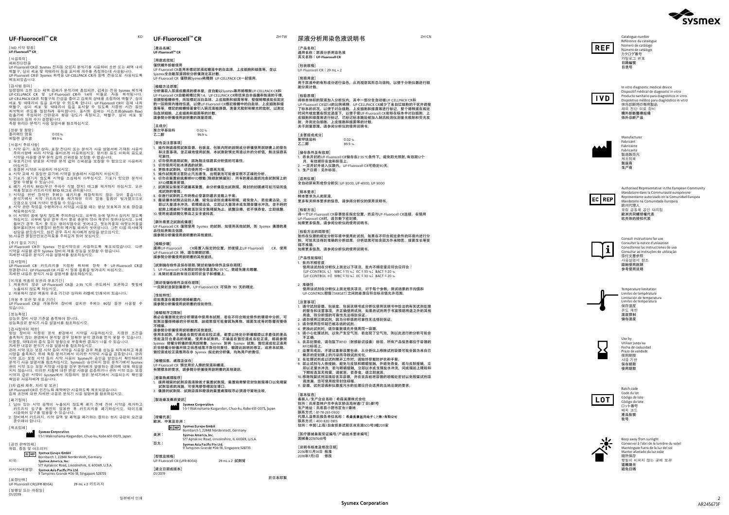# UF-Fluorocell™ CR

KO

[IVD 시약 명칭]
**UF-Fluorocell™ CR**

[사용목적]
체외진단전용
UF-Fluorocell CR은 Sysmex 전자동 요입자 분석기를 사용하여 소변 또는 체액 내의 백혈구, 상피 세포 및 박테리아 등을 표시해 개수를 측정하는데 사용됩니다.
UF-Fluorocell CR은 Sysmex 희석용 UF-CELLPACK CR과 함께 전용으로 사용되도록 제조되었습니다.

[검사법 원리]
일정량의 소변 또는 체액 검체가 분석기에 흡입되면, 검체는 전용 Sysmex 희석제 UF-CELLPACK CR 및 UF-Fluorocell CR과 1:4의 비율로 자동 희석됩니다. UF-CELLPACK CR은 적혈구의 간섭을 줄이고 검체의 상태를 조정하여 백혈구, 상피 세포 및 박테리아 등을 표시할 수 있도록 합니다. UF-Fluorocell CR이 검체 내의 백혈구, 상피 세포 및 박테리아 등을 표시할 수 있도록 지정된 시간 동안 희석액의 온도를 일정하게 유지합니다. 표시된 검체는 시스템(sheath flow) 검출기에 주입되며 산란광과 형광 강도가 측정되고, 백혈구, 상피 세포 및 박테리아 등의 수가 결정됩니다.
측정 원리는 분석기 사용 설명서를 참조하십시오.

[성분 및 함량]

| | |
|---|---|
| 폴리메틴 염료 | 0.02 % |
| 에틸렌 글리콜 | 99.9 % |

[사용시 주의사항]
1. 시약 용기, 포장 상자, 포장 전단지 또는 분석기 사용 설명서에 기재된 사용시 주의사항에 따라 시약을 올바르게 사용하십시오. 명시된 용도 이외의 용도로 시약을 사용할 경우 분석 값의 신뢰성을 보장할 수 없습니다.
2. 유효기간이 만료된 시약은 분석 값의 신뢰성을 보장할 수 없으므로 사용하지 마십시오.
3. 동결된 시약은 사용하지 마십시오.
4. 시약 교체 시 동일한 용기에 시약을 보충해서 사용하지 마십시오.
5. 기포가 생기지 않도록 시약을 조심해서 다루십시오. 기포가 있으면 분석이 잘못 수행될 수 있습니다.
6. 폐기 시까지 RFID(무선 주파수 식별 장치) 태그를 제거하지 마십시오. 모든 제품 정보는 카트리지의 RFID 태그로 관리됩니다.
7. 시약을 한번 장착한 후에는 제거하거나 재장착하지 않는 것이 좋습니다. 분석기에서 시약 카트리지를 제거하면 이미 밀봉 필름이 벗겨졌으므로 오염으로 인해 시약이 변질될 수 있습니다.
8. 시약 관련 작업을 수행하거나 시약을 사용할 때는 항상 보호복과 보호 장갑을 착용하십시오.
9. 이 시약이 눈에 닿지 않도록 주의하십시오. 피부와 눈에 닿거나 삼키지 않도록 하십시오. 피부에 닿은 경우 즉시 물로 충분히 닦아 헹구어 씻어내십시오. 눈에 들어간 경우 즉시 깨끗한 흐르는 물로 씻어내고, 렌즈가 있고 쉽게 제거할 수 있다면 렌즈를 제거한 후 계속 씻어내십시오. 그런 다음 의사에게 상담을 받으십시오. 삼킨 경우 즉시 의사에게 상담을 받으십시오.
10. 사용전 물질안전보건자료를 주의깊게 읽어 보십시오.

[추가 필요 기기]
UF-Fluorocell CR은 Sysmex 전용시약으로 사용하도록 제조되었습니다. 다른 시약을 사용할 경우 Sysmex 장비의 제품 성능을 보장할 수 없습니다.
자세한 내용은 분석기 사용 설명서를 참조하십시오.

[검사절차]
UF-Fluorocell CR 카트리지를 지정된 위치에 장착 후 UF-Fluorocell CR을 연결합니다. UF-Fluorocell CR 사용 시 밀봉 필름을 벗겨내지 마십시오.
자세한 내용은 분석기 사용 설명서를 참조하십시오.

[미개봉 제품의 보관과 유효기간]
1. 개봉하지 않은 UF-Fluorocell CR을 2-35 °C의 온도에서 보관하고 햇빛에 노출되지 않도록 하십시오.
2. 개봉하지 않은 제품의 유효 기간은 상자와 라벨에 인쇄되어 있습니다.

[개봉 후 보관 및 유효 기간]
UF-Fluorocell CR을 개봉하여 장비에 설치한 후에는 90일 동안 사용할 수 있습니다.

[성능특성]
성능은 장비 사양 기준을 충족해야 합니다.
성능특성은 분석기 사용 설명서를 참조하십시오.

[검사절차의 제한]
항상 장비의 지정된 환경에서 시약을 사용하십시오. 지정된 조건을 충족하지 않는 환경에서 분석할 경우 정확한 분석 결과를 얻지 못할 수 있습니다. 이물질, 박테리아 증식 등의 영향으로 부정확한 결과가 나올 수 있습니다.
자세한 내용은 분석기 사용 설명서를 참조하십시오.
관리 시약 또는 보정 시약 등의 시약을 사용할 경우 제품 성능을 최대화하고 제품 사양을 충족하기 위해 특정 분석기에서 이러한 시약의 사용을 검증합니다. 관리 시약 또는 보정 시약을 사용할 때에는 Sysmex의 승인을 받았는지 확인하려면 분석기 사용 설명서를 참조하십시오. Sysmex는 승인되지 않은 분석기에서 Sysmex 관리 시약 또는 보정 시약을 사용할 경우 환자에게 발생하는 결과에 대해 책임을 지지 않습니다. 이러한 지침에 대한 관리 시약을 검증하거나, 관리 시약 또는 보정 시약과 같은 시약이 Sysmex에서 지정하지 않은 분석기에서 사용되는지 확인할 책임은 사용자에게 있습니다.

[1차 검체 채취, 처리 및 보관]
UF-Fluorocell CR은 인간뇨와 체액에만 사용하도록 제조되었습니다.
검체 조건에 대한 자세한 내용은 분석기 사용 설명서를 참조하십시오.

[폐기정보]
1. 남아 있는 시약 용액이 누출되지 않도록 폐기 전에 잔여 시약을 제거하고 카트리지 입구를 완전히 밀봉한 후 카트리지를 폐기하십시오. 테이프를 사용하여 입구를 밀봉할 수 있습니다.
2. 장비에서 카트리지, 시약 용액 및 폐액을 폐기하는 절차는 현지 규정의 요건을 준수해야 합니다.

[제조업체]
**Sysmex Corporation**
1-5-1 Wakinohama-Kaigandori, Chuo-ku, Kobe 651-0073, Japan

[공인 판매업체]
유럽, 중동 및 아프리카:
EC REP **Sysmex Europe GmbH**
Bornbarch 1, 22848 Norderstedt, Germany
미국: **Sysmex America, Inc.**
577 Aptakisic Road, Lincolnshire, IL 60069, U.S.A.
아시아태평양: **Sysmex Asia Pacific Pte Ltd.**
9 Tampines Grande #06-18, Singapore 528735

[포장단위]
UF-Fluorocell CR(UF-800A) 29 mL x 2 카트리지

[발행일 또는 개정일]
01/2019

일본에서 인쇄

# UF-Fluorocell™ CR

ZH-TW

[產品名稱]
**UF-Fluorocell™ CR**

[用途或效能]
僅供體外診斷使用
UF-Fluorocell CR是用來標記尿液或體液中的白血球、上皮細胞和細菌等，並以Sysmex全自動尿液微粒分析儀測定其計數。
UF-Fluorocell CR 僅限與Sysmex稀釋劑 UF-CELLPACK CR一起使用。

[檢驗方法原理]
分析儀吸入尿液或體液的標本量，並自動以Sysmex專用稀釋劑UF-CELLPACK CR和UF-Fluorocell CR自動稀釋比例1:4。UF-CELLPACK CR降低來自非晶體和紅血球的干擾，並調整檢體條件，用能標記出白血球、上皮細胞和細菌等。整個稀釋液在固定的一段時間內維持恆溫，以使UF-Fluorocell CR標記檢體中的白血球、上皮細胞和細菌等等。標記的檢體接著會引入鞘流液檢測器，測量光散射和螢光的放射，以測定白血球細胞、上皮細胞和細菌等的計數。
請參閱分析儀使用說明書的測量原理。

[主成分]

| | |
|---|---|
| 聚次甲基染料 | 0.02 % |
| 乙二醇 | 99.9 % |

[警告及注意事項]
1. 操作時請遵照試劑容器、包裝盒、包裝內附的說明或分析儀使用說明書上的警告和注意事項，並正確地使用試劑。本試劑對預定用途以外的分析值，無法保證其可靠性。
2. 切勿使用過期試劑，因為無法保證其分析值的可靠性。
3. 切勿使用可能冰凍過的試劑。
4. 更換本試劑時，切勿使用同一容器再充填。
5. 操作試劑時請注意防止汽泡產生，出現氣泡可能會呈現不正確的分析。
6. 切勿在棄置前就撕掉RFID標籤(無線射頻識別)。所有的產品資訊均由試劑筒上的RFID標籤來管理。
7. 試劑筒安裝後不建議再重置。由分析儀取出試劑筒，開封的封膜處可能污染而造成試劑的變質。
8. 在進行試劑的工作時務必穿著防護衣並戴上手套。
9. 嚴禁讓本試劑沾染到人體。避免沾染到皮膚和眼睛，避免食入。若皮膚沾染，立即以大量清水沖洗。若眼睛接觸，立即以大量清水或生理食鹽水沖洗，並不時的掀開上眼瞼和下眼瞼直到完全無殘留為止，就醫治療。若不慎吞食，立即就醫。
10. 使用前請詳閱化學品之安全資料表。

[額外需要之試劑或儀器]
UF-Fluorocell CR 僅限使用 Sysmex 的試劑。如使用其他試劑，則 Sysmex 儀器的產品性能將無法保證。
請參閱分析儀使用說明書的其他資訊。

[檢驗步驟]
請將UF-Fluorocell CR置放入指定的位置，然後接上UF-Fluorocell CR。使用UF-Fluorocell CR 時，請勿撕開封膜。
請參閱分析儀使用說明書的其他資訊。

[試劑儲存條件及保存期限/開封前儲存條件及保存期限]
1. UF-Fluorocell CR未開封的保存溫度為2-35 °C，需避免陽光曝曬。
2. 未開封產品的有效日期印於盒子和標籤上。

[開封後儲存條件及保存期限]
一旦開封並裝到儀器中，UF-Fluorocell CR 可保持 90 天的穩定。

[性能特性]
效能應落在儀器的規格範圍內。
請參閱分析儀使用說明書的效能特性。

[檢驗程序之限制]
務必在儀器規定的分析環境中使用本試劑。若在不符合規定條件的環境中進行分析，可能無法獲得精確的分析結果。缺結果值可能會因為異物、細菌生成等的影響而變得不精確。
請參閱分析儀使用說明書的其他資訊。
使用本試劑，不論是在質控液或在校正液，都要以特定分析儀驗證以求最佳的產品性能及符合產品的規範。使用本試劑時，不論是在質控液或在校正液，都請參閱Sysmex 授權分析儀的使用說明書。Sysmex 對將 Sysmex 試劑、質控液或校正液用於非授權分析儀所致之病患結果不負任何責任。驗證此說明的修正，或將本試劑、質控液或校正液應用在非 Sysmex 指定的分析儀，均為用戶的責任。

[檢體採集、處理及保存]
UF-Fluorocell CR 預定用於人類的尿液和體液。
有關樣本的要求，請參閱分析儀使用說明書的其他資訊。

[廢棄物處理程序]
1. 請將殘餘的試劑溶液清除後才棄置試劑筒，棄置前需緊密封住劑筒導口以免殘留試劑溶液的洩漏，可使用膠帶穩固住導口。
2. 儀器的試劑筒、試劑溶液和廢液的棄置處理程序必須遵守當地法規。

[製造廠及藥商資訊]
**Sysmex Corporation**
1-5-1 Wakinohama-Kaigandori, Chuo-ku, Kobe 651-0073, Japan

[授權代表]
歐洲、中東及非洲：
EC REP **Sysmex Europe GmbH**
Bornbarch 1, 22848 Norderstedt, Germany
美洲： **Sysmex America, Inc.**
577 Aptakisic Road, Lincolnshire, IL 60069, U.S.A.
亞太： **Sysmex Asia Pacific Pte Ltd.**
9 Tampines Grande #06-18, Singapore 528735

[類號及規格]
UF-Fluorocell CR (UFR-800A) 29 mL x 2 試劑筒

[建立日期或版本]
01/2019

於日本印製

# 尿液分析用染色液说明书

ZH-CN

[产品名称]
通用名称：尿液分析用染色液
英文名称：**UF-Fluorocell CR**

[包装规格]
UF-Fluorocell CR：29 mL × 2

[预期用途]
用于尿液中的有形成分进行染色，从而观察其形态与结构，以便于分析仪器进行细胞分类计数。

[检验原理]
将样本体积的尿液加入分析仪内，其中一部分会自动被UF-CELLPACK CR和UF-Fluorocell CR以1:4的比例稀释。UF-CELLPACK CR减少了来自红细胞的干扰并调整了样本的状况，以便于对白细胞、上皮细胞和细菌等进行染色。整个稀释液在规定时间内被放置在恒定温度，以便于UF-Fluorocell CR能够在标本中对白细胞、上皮细胞和细菌等进行标记。已标记标本随后被加入鞘流检测以测量光散射和荧光发射，并测定白细胞、上皮细胞和细菌等的计数。
关于测量原理，请参阅分析仪的使用说明书。

[主要组成成分]

| | |
|---|---|
| 聚甲炔染料 | 0.02 % |
| 乙二醇 | 99.9 % |

[储存条件及有效期]
1. 将未开封的UF-Fluorocell CR储存在2-35 °C条件下，避免阳光照射，有效期12个月。有效期印在盒和标签上。
2. 一旦开封并装入仪器内，UF-Fluorocell CR可稳定90天。
3. 生产日期：见外标签。

[适用仪器]
全自动尿有形成分分析仪：UF-3000, UF-4000, UF-5000

[样本要求]
样本要求为人类尿液。
更多有关样本要求的信息，请参阅分析仪的使用说明书。

[检验方法]
将一个UF-Fluorocell CR容器放在指定位置，然后与UF-Fluorocell CR连接。在使用UF-Fluorocell CR时，请勿撕下密封膜。
如需更多信息，请参阅分析仪的使用说明书。

[检验方法的局限性]
始终在仪器的规定分析环境中使用此试剂。如果在不符合规定条件的环境内进行分析，可能无法得到准确的分析结果。分析结果可能会因为外来物质、细菌生长等变得不准确。
如需更多信息，请参阅分析仪的使用说明书。

[产品性能指标]
1. 批内精密度
使用该试剂在分析仪上测定以下项目，批内不精密度应符合应符合：
（UF-CONTROL -L）WBC ≤ 15 %；EC ≤ 30 %；BACT ≤ 20 %
（UF-CONTROL -H）WBC ≤ 10 %；EC ≤ 30 %；BACT ≤ 20 %

2. 准确性
使用该试剂在分析仪上测定相关项目，对于每个参数，测试结果的平均值和UF-CONTROL靶值（TARGET）之间的差异应符合标示值允许范围。

[注意事项]
1. 请按试剂容器、包装盒、包装说明书或分析仪使用说明书中给出的有关试剂处理的警告和注意事项，并正确使用试剂。如果将试剂用于书面预期用途之外的其他用途，则分析值的可靠性无法得到保证。
2. 请勿使用过期试剂，因为分析值的可靠性无法得到保证。
3. 请勿使用被冻结过的试剂。
4. 更换此试剂时，请勿重新填充并使用同一容器。
5. 请小心处理试剂，以免产生空气泡。若出现了空气泡，则以此进行的分析可能会不正确。
6. 丢弃处理前，请勿取下RFID（射频标识设备）标签。所有产品信息都位于容器的RFID标签上。
7. 设置完成后，不建议重新设置包装。从分析仪上移除试剂容器可能会因为来自已撕开的密封膜上的污染而导致试剂劣化。
8. 在处理试剂或以试剂展开工作时，请始终穿戴防护衣和手套。
9. 禁止试剂与人体接触。避免与皮肤和眼睛接触，并避免吞食。若与皮肤接触，立即以足量水冲洗。若与眼睛接触，立即以水或生理盐水冲洗，间或提起上眼睑和下眼睑直至无残留，请就医。若吞食，请立即就医。
10. 移除残留试剂溶液后丢弃容器，并在丢弃前将容器的明确处密封以免残留试剂溶液泄漏。您可使用胶带封住明确。
11. 容器、试剂溶液和仪器废液的处理应符合适用的当地法规的要求。

[基本信息]
备案人/生产企业名称：希森美康株式会社
住所：兵库县神户市中央区胁滨海岸通1丁目5番1号
生产地址：兵库县小野市匠台17番地
联系方式：81-78-265-0500
代理人及售后服务单位名称：希森美康医用电子（上海）有限公司
联系方式：400-820-0815
住所：中国（上海）自由贸易试验区冰克路500号5幢209室

[医疗器械备案凭证编号/产品技术要求编号]
国械备20161648号

[说明书核准及修改日期]
2016年10月14日 核准
2018年7月3日 修改

**Sysmex Corporation**

| Symbol | Meaning |
|---|---|
| REF | Catalogue number<br>Référence du catalogue<br>Número de catálogo<br>Número de catálogo<br>カタログ番号<br>카탈로그 번호<br>目錄編號<br>目录号 |
| IVD | In vitro diagnostic medical device<br>Dispositif médical de diagnostic in vitro<br>Producto sanitario para diagnóstico in vitro<br>Dispositivo médico para diagnóstico in vitro<br>体外診断用の専用製品<br>체외 진단 의료 장비<br>體外診斷醫療設備<br>体外诊断产品 |
| | Manufacturer<br>Fabricant<br>Fabricante<br>Fabricante<br>製造販売元<br>제조업체<br>製造商<br>生产商 |
| EC REP | Authorised Representative in the European Community<br>Mandataire dans la Communauté européenne<br>Representante autorizado en la Comunidad Europea<br>Mandatário na Comunidade Europeia<br>欧州代理人<br>유럽 공동체 공인 대리점<br>歐洲共同體授權代表<br>欧共体的授权代表 |
| | Consult instructions for use<br>Consulter la notice d'utilisation<br>Consúltense las instrucciones de uso<br>Consultar as instruções de utilização<br>添付文書参照<br>사용설명서 참조<br>諮詢使用說明<br>参考使用说明 |
| | Temperature limitation<br>Limites de température<br>Limitación de temperatura<br>Limites de temperatura<br>保存温度<br>온도 제한<br>溫度限制<br>储存温度 |
| | Use by<br>Utiliser jusqu'au<br>Fecha de caducidad<br>Prazo de validade<br>使用期限<br>사용 기한<br>保存期限<br>使用期限 |
| LOT | Batch code<br>Code du lot<br>Código de lote<br>Código do lote<br>ロット番号<br>배치 코드<br>產品批號<br>批号 |
| | Keep away from sunlight<br>Conserver à l'abri de la lumière du soleil<br>Manténgase fuera de la luz del sol<br>Manter afastado da luz solar<br>直射日光禁止<br>햇빛이 비치지 않는 곳에 보관<br>遠離陽光<br>避免日晒 |

AR245673F